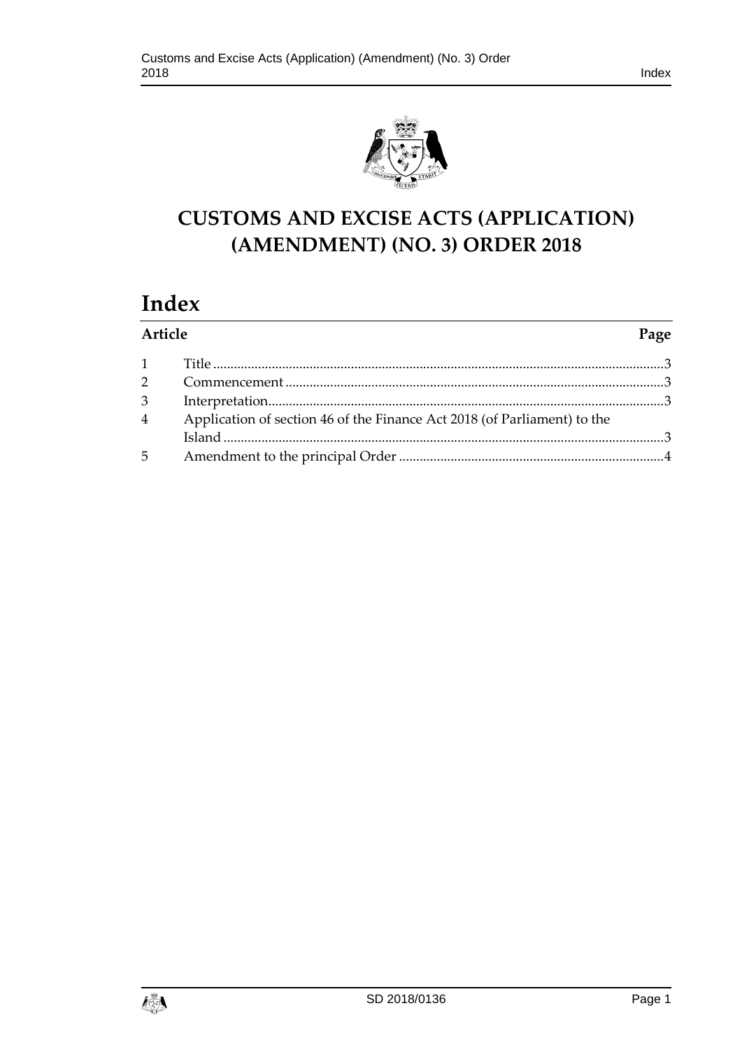# CUSTOMS AND EXCISE ACTS (APPLICATION) (AMENDMENT) (NO. 3) ORDER 2018

# Index

| Article | | Page |
|---|---|---|
| 1 | Title | 3 |
| 2 | Commencement | 3 |
| 3 | Interpretation | 3 |
| 4 | Application of section 46 of the Finance Act 2018 (of Parliament) to the Island | 3 |
| 5 | Amendment to the principal Order | 4 |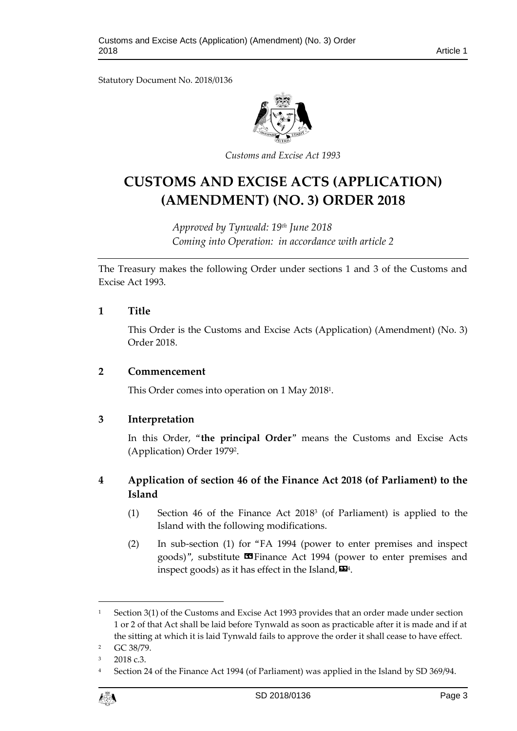Statutory Document No. 2018/0136

*Customs and Excise Act 1993*

# CUSTOMS AND EXCISE ACTS (APPLICATION) (AMENDMENT) (NO. 3) ORDER 2018

*Approved by Tynwald: 19th June 2018*
*Coming into Operation: in accordance with article 2*

The Treasury makes the following Order under sections 1 and 3 of the Customs and Excise Act 1993.

## 1 Title

This Order is the Customs and Excise Acts (Application) (Amendment) (No. 3) Order 2018.

## 2 Commencement

This Order comes into operation on 1 May 2018[1].

## 3 Interpretation

In this Order, "**the principal Order**" means the Customs and Excise Acts (Application) Order 1979[2].

## 4 Application of section 46 of the Finance Act 2018 (of Parliament) to the Island

(1) Section 46 of the Finance Act 2018[3] (of Parliament) is applied to the Island with the following modifications.

(2) In sub-section (1) for "FA 1994 (power to enter premises and inspect goods)", substitute «Finance Act 1994 (power to enter premises and inspect goods) as it has effect in the Island,»[4].

---

[1] Section 3(1) of the Customs and Excise Act 1993 provides that an order made under section 1 or 2 of that Act shall be laid before Tynwald as soon as practicable after it is made and if at the sitting at which it is laid Tynwald fails to approve the order it shall cease to have effect.

[2] GC 38/79.

[3] 2018 c.3.

[4] Section 24 of the Finance Act 1994 (of Parliament) was applied in the Island by SD 369/94.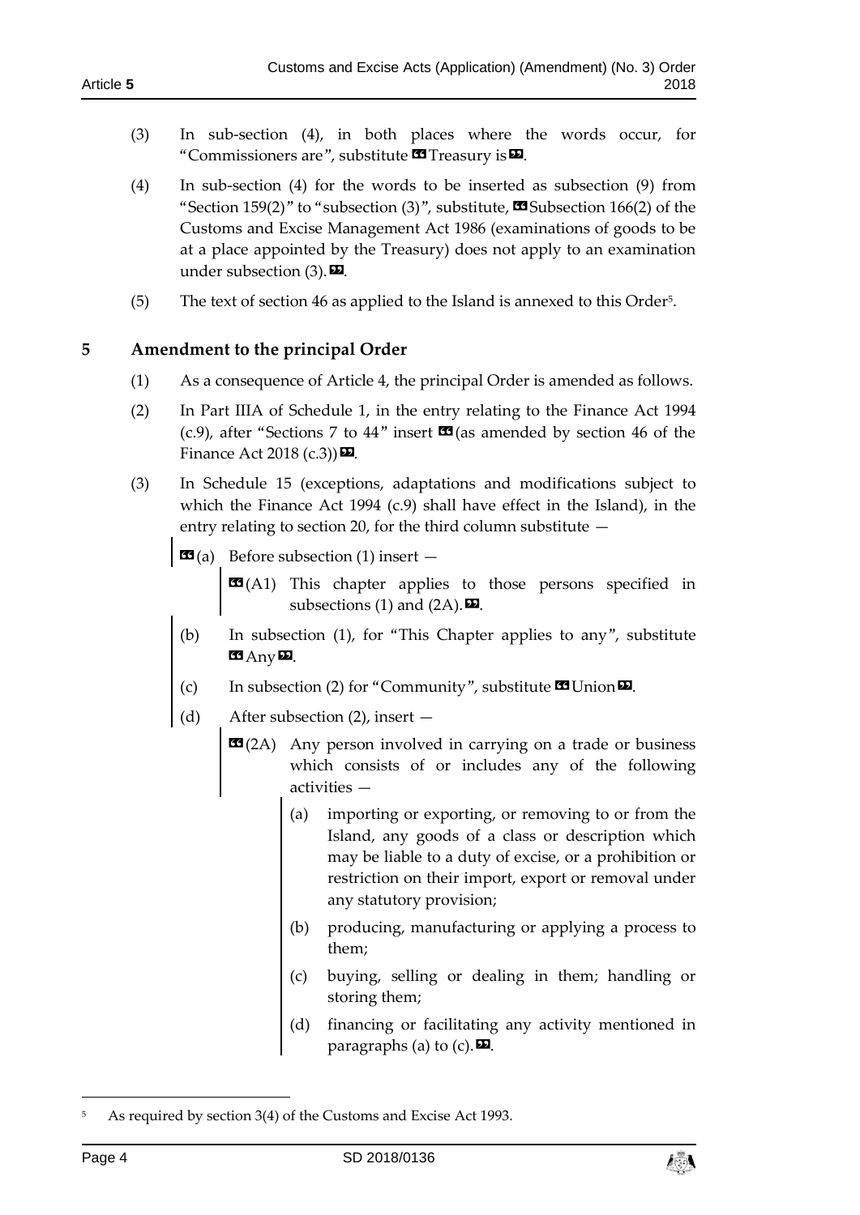(3) In sub-section (4), in both places where the words occur, for "Commissioners are", substitute « Treasury is ».

(4) In sub-section (4) for the words to be inserted as subsection (9) from "Section 159(2)" to "subsection (3)", substitute, « Subsection 166(2) of the Customs and Excise Management Act 1986 (examinations of goods to be at a place appointed by the Treasury) does not apply to an examination under subsection (3). ».

(5) The text of section 46 as applied to the Island is annexed to this Order[5].

## 5 Amendment to the principal Order

(1) As a consequence of Article 4, the principal Order is amended as follows.

(2) In Part IIIA of Schedule 1, in the entry relating to the Finance Act 1994 (c.9), after "Sections 7 to 44" insert « (as amended by section 46 of the Finance Act 2018 (c.3)) ».

(3) In Schedule 15 (exceptions, adaptations and modifications subject to which the Finance Act 1994 (c.9) shall have effect in the Island), in the entry relating to section 20, for the third column substitute —

> « (a) Before subsection (1) insert —
>
> > « (A1) This chapter applies to those persons specified in subsections (1) and (2A). ».
>
> (b) In subsection (1), for "This Chapter applies to any", substitute « Any ».
>
> (c) In subsection (2) for "Community", substitute « Union ».
>
> (d) After subsection (2), insert —
>
> > « (2A) Any person involved in carrying on a trade or business which consists of or includes any of the following activities —
> >
> > (a) importing or exporting, or removing to or from the Island, any goods of a class or description which may be liable to a duty of excise, or a prohibition or restriction on their import, export or removal under any statutory provision;
> >
> > (b) producing, manufacturing or applying a process to them;
> >
> > (c) buying, selling or dealing in them; handling or storing them;
> >
> > (d) financing or facilitating any activity mentioned in paragraphs (a) to (c). ».

---

[5] As required by section 3(4) of the Customs and Excise Act 1993.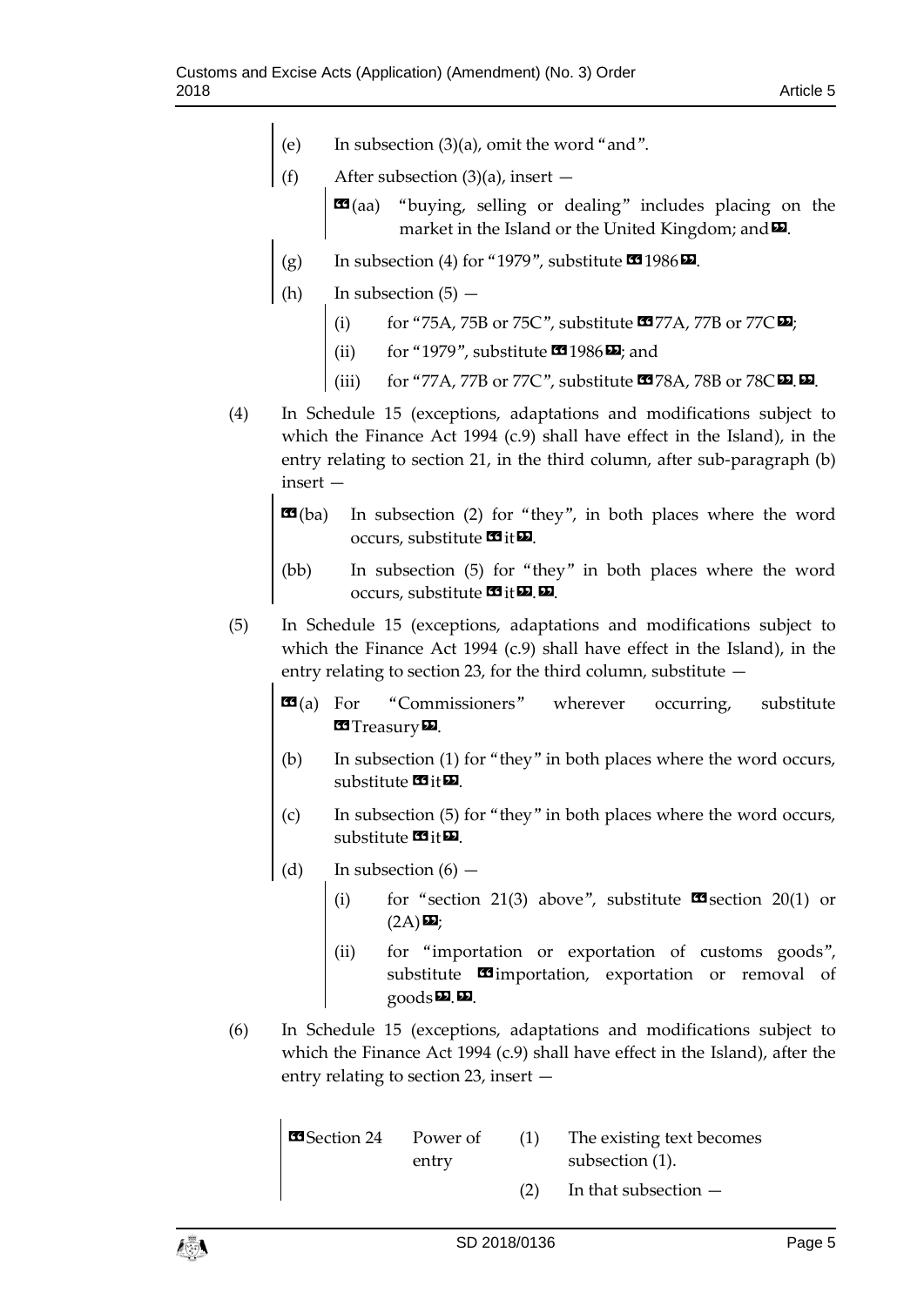(e) In subsection (3)(a), omit the word "and".

(f) After subsection (3)(a), insert —

> «(aa) "buying, selling or dealing" includes placing on the market in the Island or the United Kingdom; and».

(g) In subsection (4) for "1979", substitute «1986».

(h) In subsection (5) —

(i) for "75A, 75B or 75C", substitute «77A, 77B or 77C»;

(ii) for "1979", substitute «1986»; and

(iii) for "77A, 77B or 77C", substitute «78A, 78B or 78C».».

(4) In Schedule 15 (exceptions, adaptations and modifications subject to which the Finance Act 1994 (c.9) shall have effect in the Island), in the entry relating to section 21, in the third column, after sub-paragraph (b) insert —

> «(ba) In subsection (2) for "they", in both places where the word occurs, substitute «it».
>
> (bb) In subsection (5) for "they" in both places where the word occurs, substitute «it».».

(5) In Schedule 15 (exceptions, adaptations and modifications subject to which the Finance Act 1994 (c.9) shall have effect in the Island), in the entry relating to section 23, for the third column, substitute —

> «(a) For "Commissioners" wherever occurring, substitute «Treasury».
>
> (b) In subsection (1) for "they" in both places where the word occurs, substitute «it».
>
> (c) In subsection (5) for "they" in both places where the word occurs, substitute «it».
>
> (d) In subsection (6) —
>
> (i) for "section 21(3) above", substitute «section 20(1) or (2A)»;
>
> (ii) for "importation or exportation of customs goods", substitute «importation, exportation or removal of goods».».

(6) In Schedule 15 (exceptions, adaptations and modifications subject to which the Finance Act 1994 (c.9) shall have effect in the Island), after the entry relating to section 23, insert —

| | | | |
|---|---|---|---|
| «Section 24 | Power of entry | (1) | The existing text becomes subsection (1). |
| | | (2) | In that subsection — |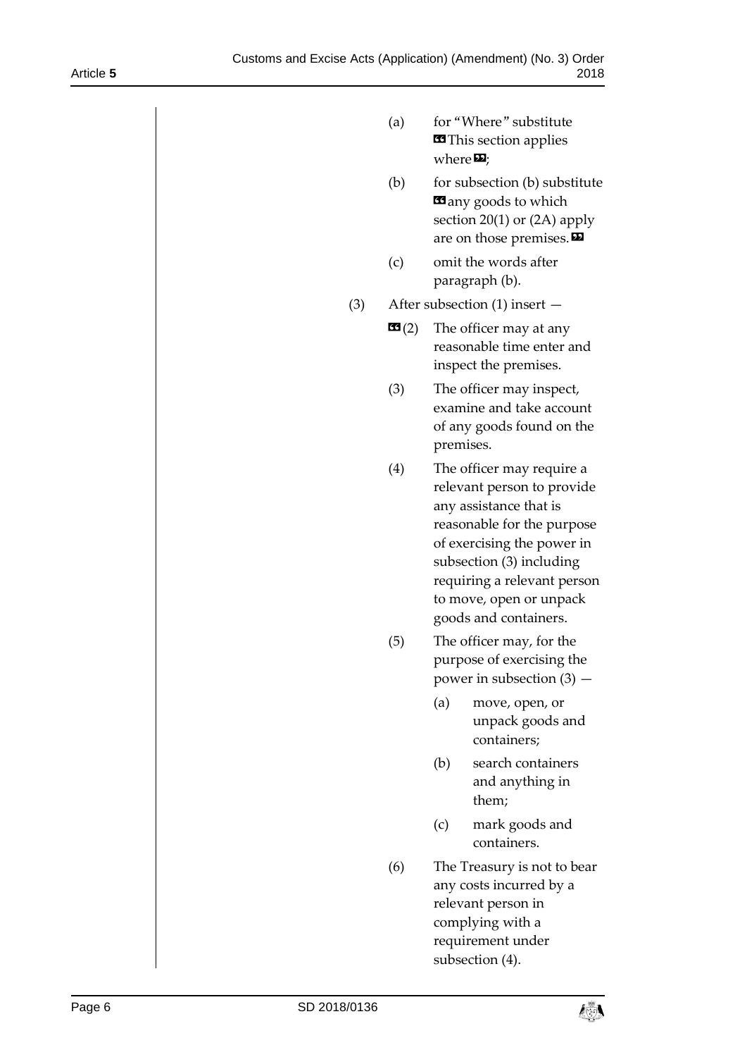(a) for "Where" substitute «This section applies where»;

(b) for subsection (b) substitute «any goods to which section 20(1) or (2A) apply are on those premises.»

(c) omit the words after paragraph (b).

(3) After subsection (1) insert —

«(2) The officer may at any reasonable time enter and inspect the premises.

(3) The officer may inspect, examine and take account of any goods found on the premises.

(4) The officer may require a relevant person to provide any assistance that is reasonable for the purpose of exercising the power in subsection (3) including requiring a relevant person to move, open or unpack goods and containers.

(5) The officer may, for the purpose of exercising the power in subsection (3) —

(a) move, open, or unpack goods and containers;

(b) search containers and anything in them;

(c) mark goods and containers.

(6) The Treasury is not to bear any costs incurred by a relevant person in complying with a requirement under subsection (4).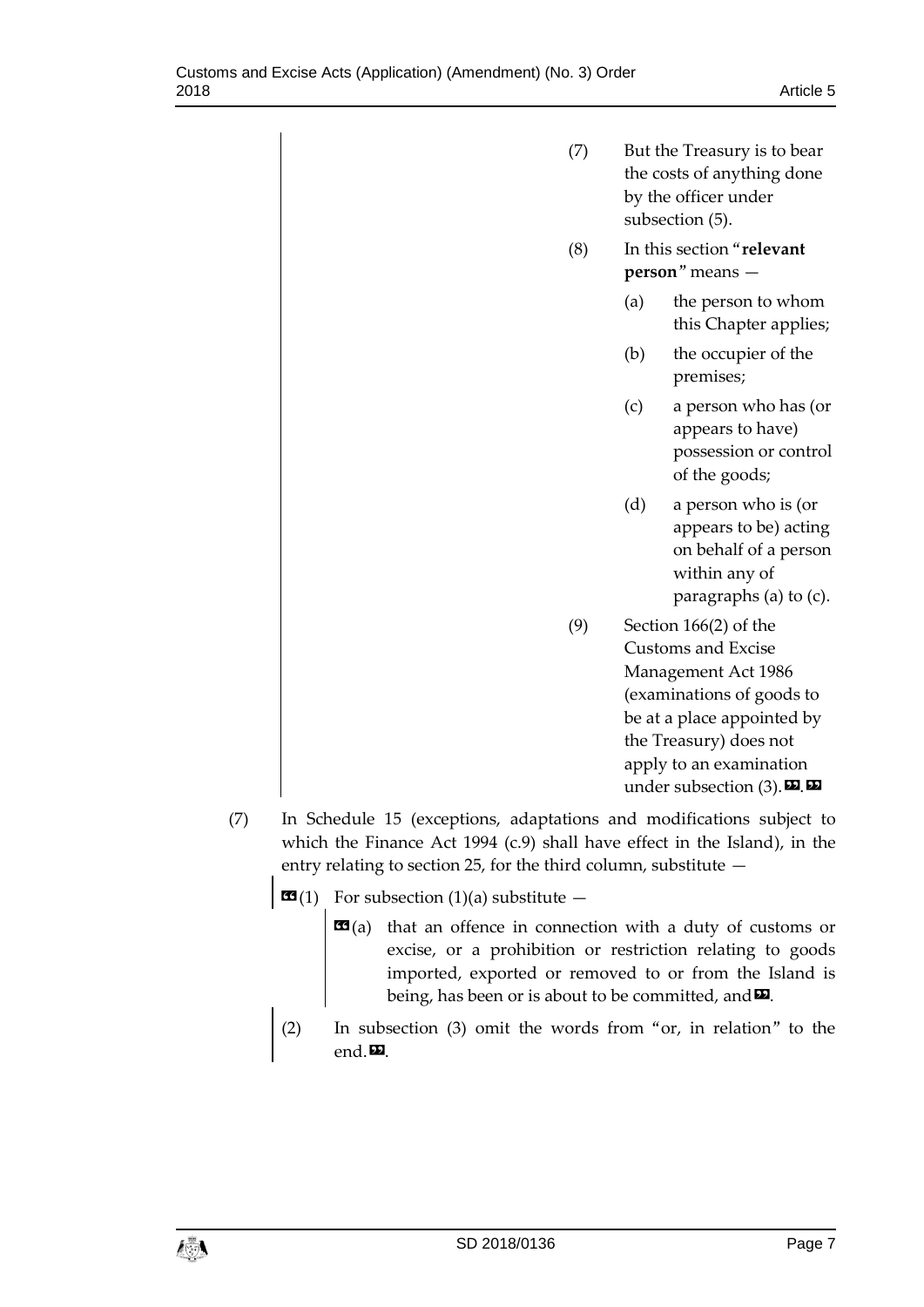(7) But the Treasury is to bear the costs of anything done by the officer under subsection (5).

(8) In this section "**relevant person**" means —

(a) the person to whom this Chapter applies;

(b) the occupier of the premises;

(c) a person who has (or appears to have) possession or control of the goods;

(d) a person who is (or appears to be) acting on behalf of a person within any of paragraphs (a) to (c).

(9) Section 166(2) of the Customs and Excise Management Act 1986 (examinations of goods to be at a place appointed by the Treasury) does not apply to an examination under subsection (3).».»

(7) In Schedule 15 (exceptions, adaptations and modifications subject to which the Finance Act 1994 (c.9) shall have effect in the Island), in the entry relating to section 25, for the third column, substitute —

«(1) For subsection (1)(a) substitute —

«(a) that an offence in connection with a duty of customs or excise, or a prohibition or restriction relating to goods imported, exported or removed to or from the Island is being, has been or is about to be committed, and».

(2) In subsection (3) omit the words from "or, in relation" to the end.».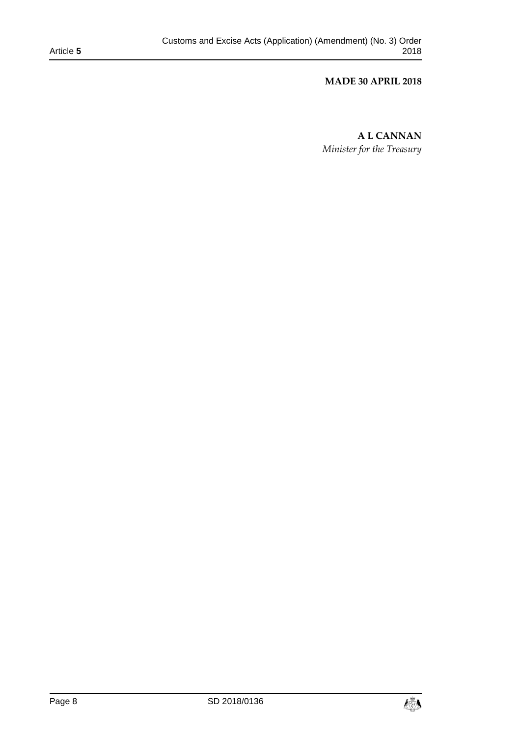**MADE 30 APRIL 2018**

**A L CANNAN**

*Minister for the Treasury*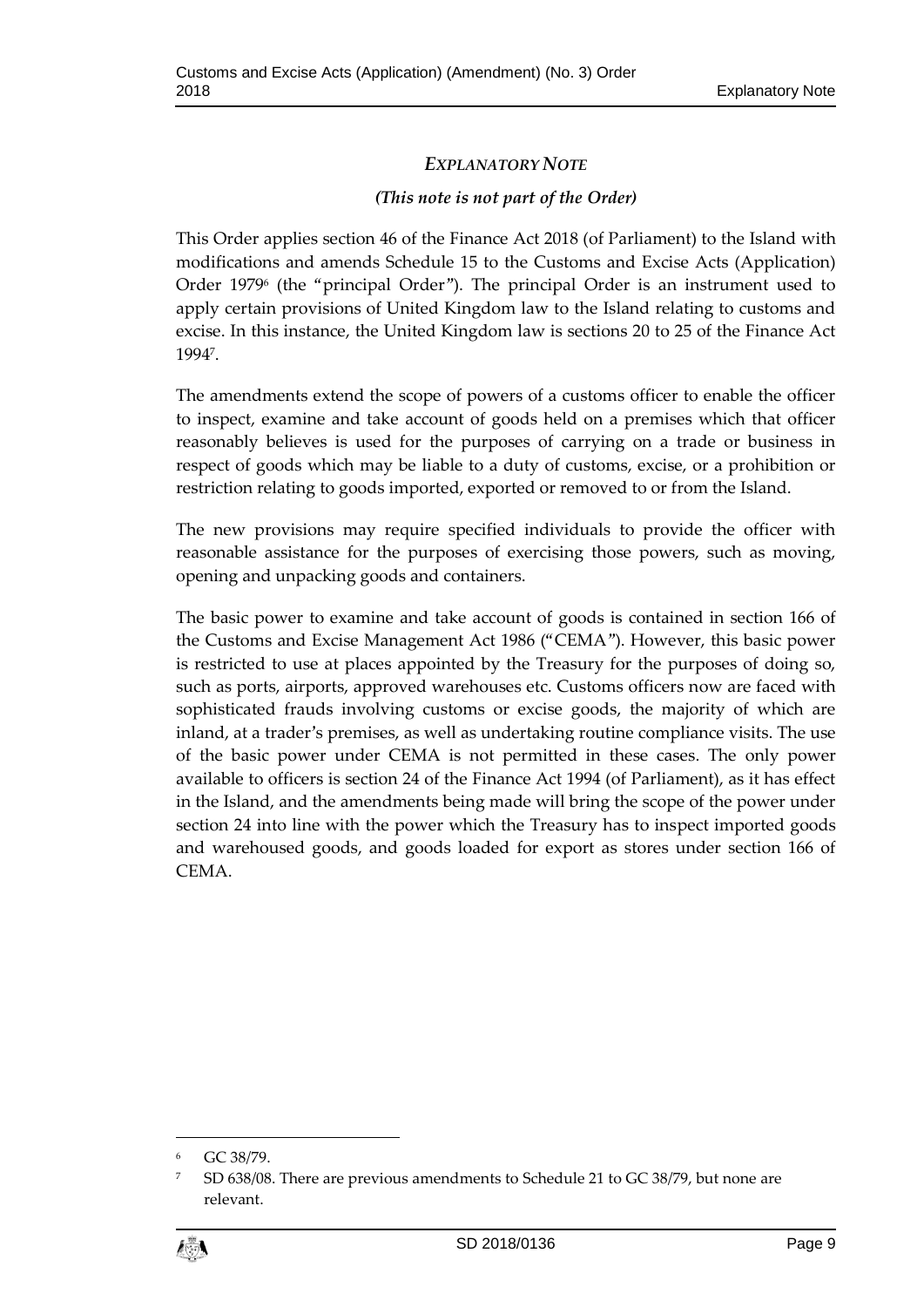## *EXPLANATORY NOTE*

***(This note is not part of the Order)***

This Order applies section 46 of the Finance Act 2018 (of Parliament) to the Island with modifications and amends Schedule 15 to the Customs and Excise Acts (Application) Order 1979[6] (the "principal Order"). The principal Order is an instrument used to apply certain provisions of United Kingdom law to the Island relating to customs and excise. In this instance, the United Kingdom law is sections 20 to 25 of the Finance Act 1994[7].

The amendments extend the scope of powers of a customs officer to enable the officer to inspect, examine and take account of goods held on a premises which that officer reasonably believes is used for the purposes of carrying on a trade or business in respect of goods which may be liable to a duty of customs, excise, or a prohibition or restriction relating to goods imported, exported or removed to or from the Island.

The new provisions may require specified individuals to provide the officer with reasonable assistance for the purposes of exercising those powers, such as moving, opening and unpacking goods and containers.

The basic power to examine and take account of goods is contained in section 166 of the Customs and Excise Management Act 1986 ("CEMA"). However, this basic power is restricted to use at places appointed by the Treasury for the purposes of doing so, such as ports, airports, approved warehouses etc. Customs officers now are faced with sophisticated frauds involving customs or excise goods, the majority of which are inland, at a trader's premises, as well as undertaking routine compliance visits. The use of the basic power under CEMA is not permitted in these cases. The only power available to officers is section 24 of the Finance Act 1994 (of Parliament), as it has effect in the Island, and the amendments being made will bring the scope of the power under section 24 into line with the power which the Treasury has to inspect imported goods and warehoused goods, and goods loaded for export as stores under section 166 of CEMA.

---

[6] GC 38/79.

[7] SD 638/08. There are previous amendments to Schedule 21 to GC 38/79, but none are relevant.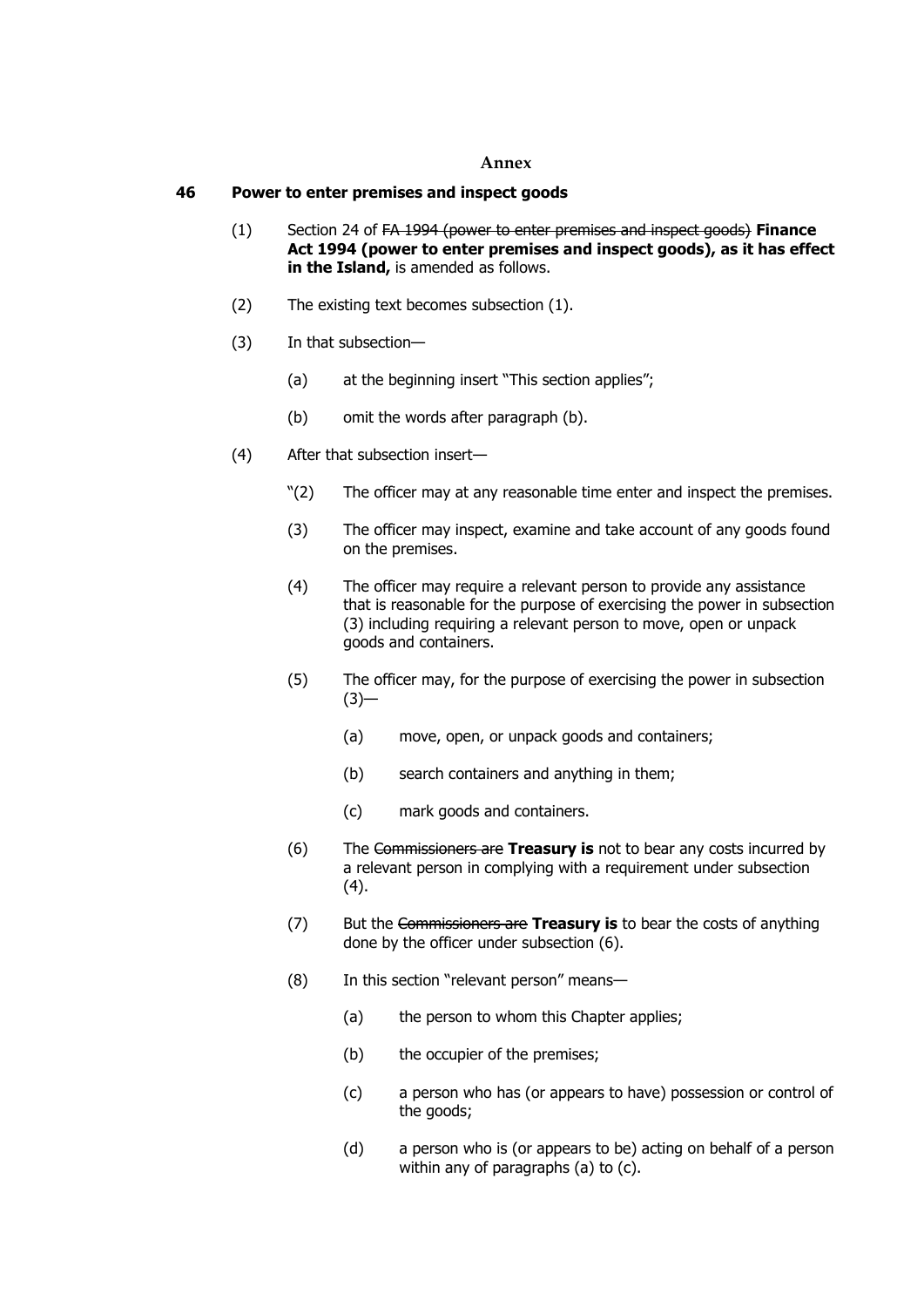**Annex**

## 46 Power to enter premises and inspect goods

(1) Section 24 of ~~FA 1994 (power to enter premises and inspect goods)~~ **Finance Act 1994 (power to enter premises and inspect goods), as it has effect in the Island,** is amended as follows.

(2) The existing text becomes subsection (1).

(3) In that subsection—

(a) at the beginning insert "This section applies";

(b) omit the words after paragraph (b).

(4) After that subsection insert—

"(2) The officer may at any reasonable time enter and inspect the premises.

(3) The officer may inspect, examine and take account of any goods found on the premises.

(4) The officer may require a relevant person to provide any assistance that is reasonable for the purpose of exercising the power in subsection (3) including requiring a relevant person to move, open or unpack goods and containers.

(5) The officer may, for the purpose of exercising the power in subsection (3)—

(a) move, open, or unpack goods and containers;

(b) search containers and anything in them;

(c) mark goods and containers.

(6) The ~~Commissioners are~~ **Treasury is** not to bear any costs incurred by a relevant person in complying with a requirement under subsection (4).

(7) But the ~~Commissioners are~~ **Treasury is** to bear the costs of anything done by the officer under subsection (6).

(8) In this section "relevant person" means—

(a) the person to whom this Chapter applies;

(b) the occupier of the premises;

(c) a person who has (or appears to have) possession or control of the goods;

(d) a person who is (or appears to be) acting on behalf of a person within any of paragraphs (a) to (c).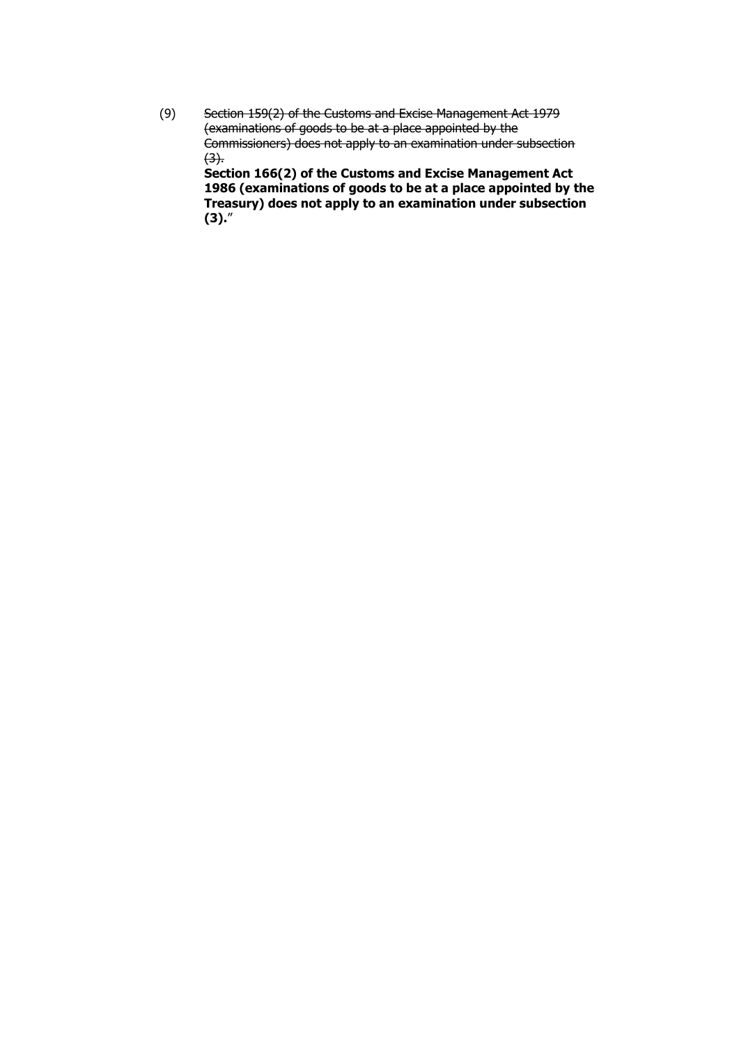(9) ~~Section 159(2) of the Customs and Excise Management Act 1979 (examinations of goods to be at a place appointed by the Commissioners) does not apply to an examination under subsection (3).~~
**Section 166(2) of the Customs and Excise Management Act 1986 (examinations of goods to be at a place appointed by the Treasury) does not apply to an examination under subsection (3).**"